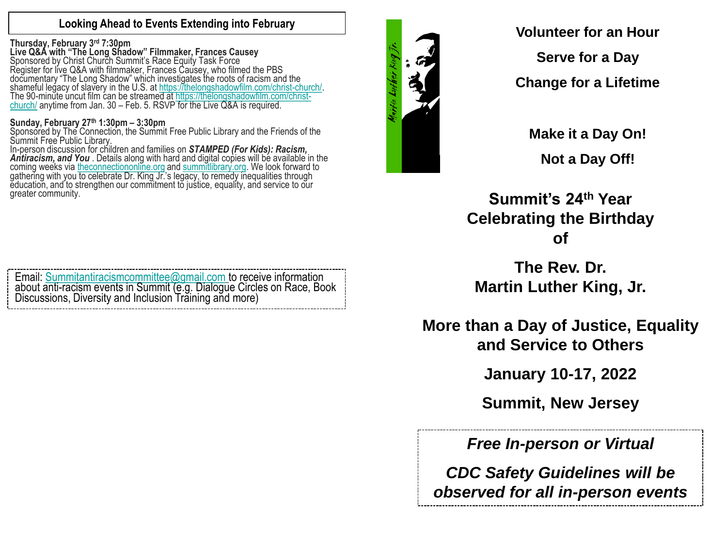## Looking Ahead to Events Extending into February

**Thursday, February 3rd 7:30pm**
**Live Q&A with "The Long Shadow" Filmmaker, Frances Causey**
Sponsored by Christ Church Summit's Race Equity Task Force
Register for live Q&A with filmmaker, Frances Causey, who filmed the PBS documentary "The Long Shadow" which investigates the roots of racism and the shameful legacy of slavery in the U.S. at https://thelongshadowfilm.com/christ-church/. The 90-minute uncut film can be streamed at https://thelongshadowfilm.com/christ-church/ anytime from Jan. 30 – Feb. 5. RSVP for the Live Q&A is required.

**Sunday, February 27th 1:30pm – 3:30pm**
Sponsored by The Connection, the Summit Free Public Library and the Friends of the Summit Free Public Library.
In-person discussion for children and families on ***STAMPED (For Kids): Racism, Antiracism, and You***. Details along with hard and digital copies will be available in the coming weeks via theconnectiononline.org and summitlibrary.org. We look forward to gathering with you to celebrate Dr. King Jr.'s legacy, to remedy inequalities through education, and to strengthen our commitment to justice, equality, and service to our greater community.

Email: Summitantiracismcommittee@gmail.com to receive information about anti-racism events in Summit (e.g. Dialogue Circles on Race, Book Discussions, Diversity and Inclusion Training and more)

Martin Luther King Jr.

**Volunteer for an Hour**

**Serve for a Day**

**Change for a Lifetime**

**Make it a Day On!**

**Not a Day Off!**

# Summit's 24th Year Celebrating the Birthday of

# The Rev. Dr. Martin Luther King, Jr.

## More than a Day of Justice, Equality and Service to Others

**January 10-17, 2022**

**Summit, New Jersey**

***Free In-person or Virtual***

***CDC Safety Guidelines will be observed for all in-person events***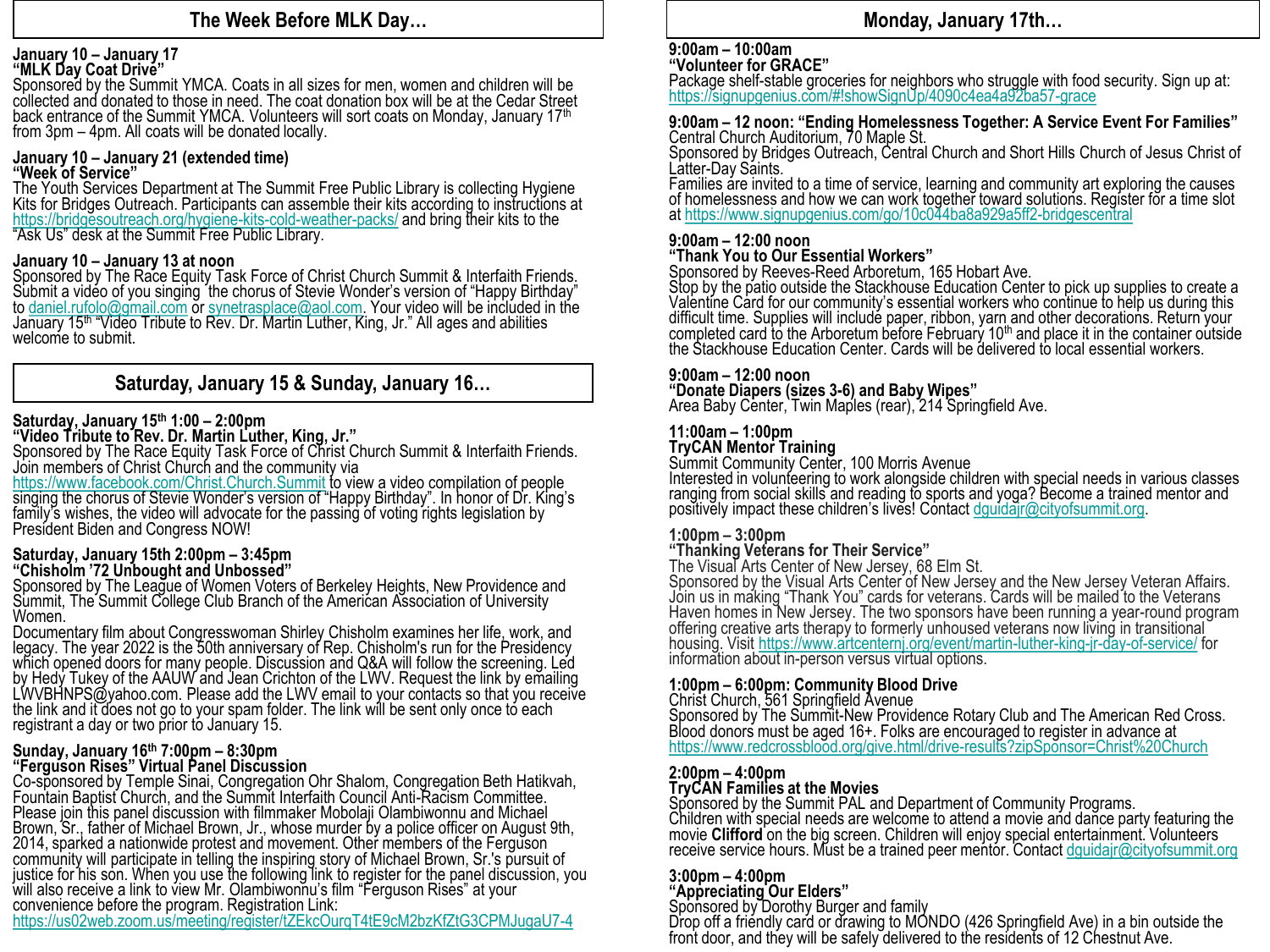## The Week Before MLK Day…

**January 10 – January 17**
**"MLK Day Coat Drive"**
Sponsored by the Summit YMCA. Coats in all sizes for men, women and children will be collected and donated to those in need. The coat donation box will be at the Cedar Street back entrance of the Summit YMCA. Volunteers will sort coats on Monday, January 17th from 3pm – 4pm. All coats will be donated locally.

**January 10 – January 21 (extended time)**
**"Week of Service"**
The Youth Services Department at The Summit Free Public Library is collecting Hygiene Kits for Bridges Outreach. Participants can assemble their kits according to instructions at https://bridgesoutreach.org/hygiene-kits-cold-weather-packs/ and bring their kits to the "Ask Us" desk at the Summit Free Public Library.

**January 10 – January 13 at noon**
Sponsored by The Race Equity Task Force of Christ Church Summit & Interfaith Friends. Submit a video of you singing the chorus of Stevie Wonder's version of "Happy Birthday" to daniel.rufolo@gmail.com or synetrasplace@aol.com. Your video will be included in the January 15th "Video Tribute to Rev. Dr. Martin Luther, King, Jr." All ages and abilities welcome to submit.

## Saturday, January 15 & Sunday, January 16…

**Saturday, January 15th 1:00 – 2:00pm**
**"Video Tribute to Rev. Dr. Martin Luther, King, Jr."**
Sponsored by The Race Equity Task Force of Christ Church Summit & Interfaith Friends. Join members of Christ Church and the community via https://www.facebook.com/Christ.Church.Summit to view a video compilation of people singing the chorus of Stevie Wonder's version of "Happy Birthday". In honor of Dr. King's family's wishes, the video will advocate for the passing of voting rights legislation by President Biden and Congress NOW!

**Saturday, January 15th 2:00pm – 3:45pm**
**"Chisholm '72 Unbought and Unbossed"**
Sponsored by The League of Women Voters of Berkeley Heights, New Providence and Summit, The Summit College Club Branch of the American Association of University Women.
Documentary film about Congresswoman Shirley Chisholm examines her life, work, and legacy. The year 2022 is the 50th anniversary of Rep. Chisholm's run for the Presidency which opened doors for many people. Discussion and Q&A will follow the screening. Led by Hedy Tukey of the AAUW and Jean Crichton of the LWV. Request the link by emailing LWVBHNPS@yahoo.com. Please add the LWV email to your contacts so that you receive the link and it does not go to your spam folder. The link will be sent only once to each registrant a day or two prior to January 15.

**Sunday, January 16th 7:00pm – 8:30pm**
**"Ferguson Rises" Virtual Panel Discussion**
Co-sponsored by Temple Sinai, Congregation Ohr Shalom, Congregation Beth Hatikvah, Fountain Baptist Church, and the Summit Interfaith Council Anti-Racism Committee. Please join this panel discussion with filmmaker Mobolaji Olambiwonnu and Michael Brown, Sr., father of Michael Brown, Jr., whose murder by a police officer on August 9th, 2014, sparked a nationwide protest and movement. Other members of the Ferguson community will participate in telling the inspiring story of Michael Brown, Sr.'s pursuit of justice for his son. When you use the following link to register for the panel discussion, you will also receive a link to view Mr. Olambiwonnu's film "Ferguson Rises" at your convenience before the program. Registration Link:
https://us02web.zoom.us/meeting/register/tZEkcOurqT4tE9cM2bzKfZtG3CPMJugaU7-4

## Monday, January 17th…

**9:00am – 10:00am**
**"Volunteer for GRACE"**
Package shelf-stable groceries for neighbors who struggle with food security. Sign up at: https://signupgenius.com/#!showSignUp/4090c4ea4a92ba57-grace

**9:00am – 12 noon: "Ending Homelessness Together: A Service Event For Families"**
Central Church Auditorium, 70 Maple St.
Sponsored by Bridges Outreach, Central Church and Short Hills Church of Jesus Christ of Latter-Day Saints.
Families are invited to a time of service, learning and community art exploring the causes of homelessness and how we can work together toward solutions. Register for a time slot at https://www.signupgenius.com/go/10c044ba8a929a5ff2-bridgescentral

**9:00am – 12:00 noon**
**"Thank You to Our Essential Workers"**
Sponsored by Reeves-Reed Arboretum, 165 Hobart Ave.
Stop by the patio outside the Stackhouse Education Center to pick up supplies to create a Valentine Card for our community's essential workers who continue to help us during this difficult time. Supplies will include paper, ribbon, yarn and other decorations. Return your completed card to the Arboretum before February 10th and place it in the container outside the Stackhouse Education Center. Cards will be delivered to local essential workers.

**9:00am – 12:00 noon**
**"Donate Diapers (sizes 3-6) and Baby Wipes"**
Area Baby Center, Twin Maples (rear), 214 Springfield Ave.

**11:00am – 1:00pm**
**TryCAN Mentor Training**
Summit Community Center, 100 Morris Avenue
Interested in volunteering to work alongside children with special needs in various classes ranging from social skills and reading to sports and yoga? Become a trained mentor and positively impact these children's lives! Contact dguidajr@cityofsummit.org.

**1:00pm – 3:00pm**
**"Thanking Veterans for Their Service"**
The Visual Arts Center of New Jersey, 68 Elm St.
Sponsored by the Visual Arts Center of New Jersey and the New Jersey Veteran Affairs. Join us in making "Thank You" cards for veterans. Cards will be mailed to the Veterans Haven homes in New Jersey. The two sponsors have been running a year-round program offering creative arts therapy to formerly unhoused veterans now living in transitional housing. Visit https://www.artcenternj.org/event/martin-luther-king-jr-day-of-service/ for information about in-person versus virtual options.

**1:00pm – 6:00pm: Community Blood Drive**
Christ Church, 561 Springfield Avenue
Sponsored by The Summit-New Providence Rotary Club and The American Red Cross. Blood donors must be aged 16+. Folks are encouraged to register in advance at https://www.redcrossblood.org/give.html/drive-results?zipSponsor=Christ%20Church

**2:00pm – 4:00pm**
**TryCAN Families at the Movies**
Sponsored by the Summit PAL and Department of Community Programs.
Children with special needs are welcome to attend a movie and dance party featuring the movie **Clifford** on the big screen. Children will enjoy special entertainment. Volunteers receive service hours. Must be a trained peer mentor. Contact dguidajr@cityofsummit.org

**3:00pm – 4:00pm**
**"Appreciating Our Elders"**
Sponsored by Dorothy Burger and family
Drop off a friendly card or drawing to MONDO (426 Springfield Ave) in a bin outside the front door, and they will be safely delivered to the residents of 12 Chestnut Ave.